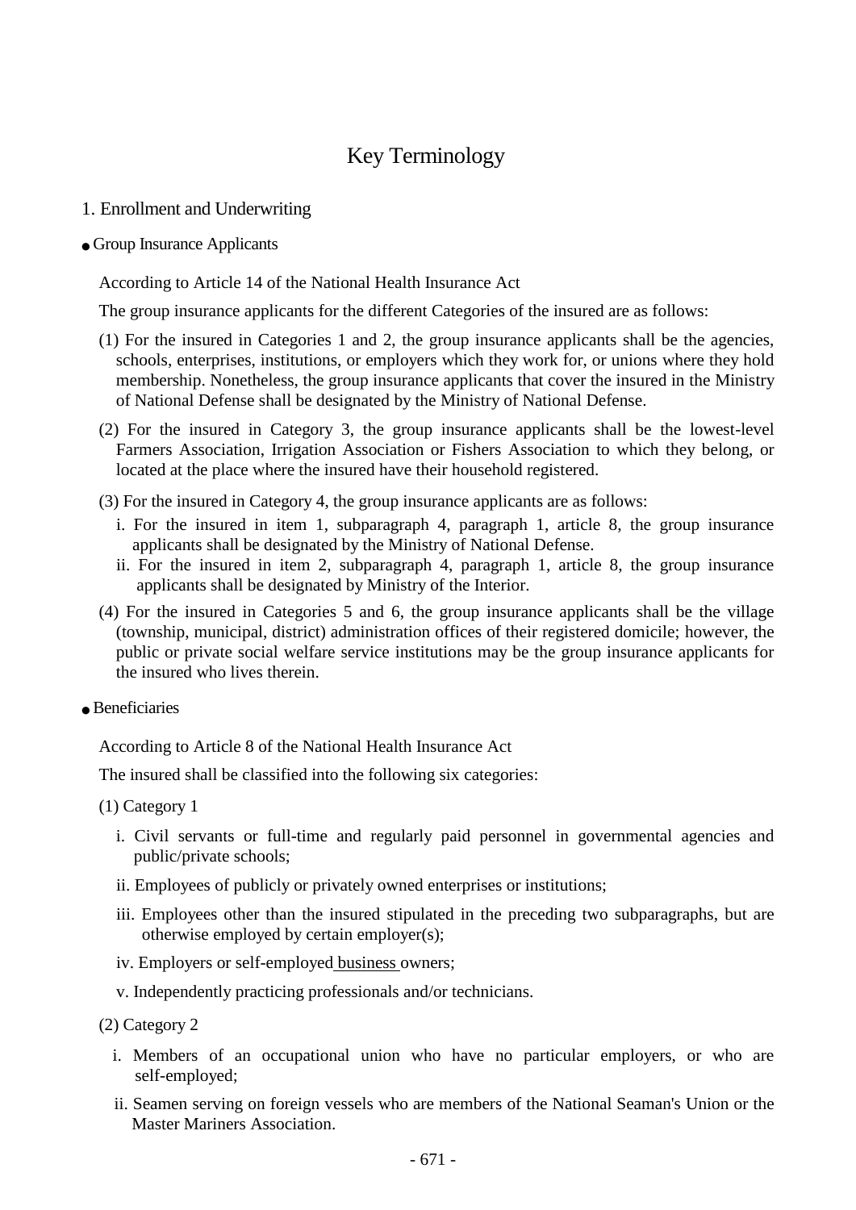# Key Terminology

## 1. Enrollment and Underwriting

- Group Insurance Applicants

According to Article 14 of the National Health Insurance Act

The group insurance applicants for the different Categories of the insured are as follows:

(1) For the insured in Categories 1 and 2, the group insurance applicants shall be the agencies, schools, enterprises, institutions, or employers which they work for, or unions where they hold membership. Nonetheless, the group insurance applicants that cover the insured in the Ministry of National Defense shall be designated by the Ministry of National Defense.

(2) For the insured in Category 3, the group insurance applicants shall be the lowest-level Farmers Association, Irrigation Association or Fishers Association to which they belong, or located at the place where the insured have their household registered.

(3) For the insured in Category 4, the group insurance applicants are as follows:

i. For the insured in item 1, subparagraph 4, paragraph 1, article 8, the group insurance applicants shall be designated by the Ministry of National Defense.

ii. For the insured in item 2, subparagraph 4, paragraph 1, article 8, the group insurance applicants shall be designated by Ministry of the Interior.

(4) For the insured in Categories 5 and 6, the group insurance applicants shall be the village (township, municipal, district) administration offices of their registered domicile; however, the public or private social welfare service institutions may be the group insurance applicants for the insured who lives therein.

- Beneficiaries

According to Article 8 of the National Health Insurance Act

The insured shall be classified into the following six categories:

(1) Category 1

i. Civil servants or full-time and regularly paid personnel in governmental agencies and public/private schools;

ii. Employees of publicly or privately owned enterprises or institutions;

iii. Employees other than the insured stipulated in the preceding two subparagraphs, but are otherwise employed by certain employer(s);

iv. Employers or self-employed business owners;

v. Independently practicing professionals and/or technicians.

(2) Category 2

i. Members of an occupational union who have no particular employers, or who are self-employed;

ii. Seamen serving on foreign vessels who are members of the National Seaman's Union or the Master Mariners Association.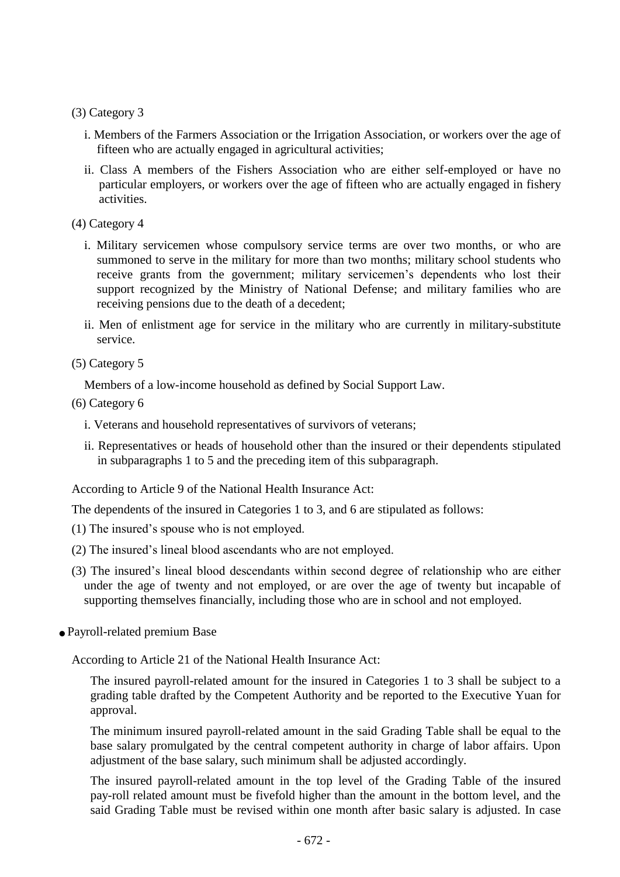(3) Category 3

i. Members of the Farmers Association or the Irrigation Association, or workers over the age of fifteen who are actually engaged in agricultural activities;

ii. Class A members of the Fishers Association who are either self-employed or have no particular employers, or workers over the age of fifteen who are actually engaged in fishery activities.

(4) Category 4

i. Military servicemen whose compulsory service terms are over two months, or who are summoned to serve in the military for more than two months; military school students who receive grants from the government; military servicemen's dependents who lost their support recognized by the Ministry of National Defense; and military families who are receiving pensions due to the death of a decedent;

ii. Men of enlistment age for service in the military who are currently in military-substitute service.

(5) Category 5

Members of a low-income household as defined by Social Support Law.

(6) Category 6

i. Veterans and household representatives of survivors of veterans;

ii. Representatives or heads of household other than the insured or their dependents stipulated in subparagraphs 1 to 5 and the preceding item of this subparagraph.

According to Article 9 of the National Health Insurance Act:

The dependents of the insured in Categories 1 to 3, and 6 are stipulated as follows:

(1) The insured's spouse who is not employed.

(2) The insured's lineal blood ascendants who are not employed.

(3) The insured's lineal blood descendants within second degree of relationship who are either under the age of twenty and not employed, or are over the age of twenty but incapable of supporting themselves financially, including those who are in school and not employed.

- Payroll-related premium Base

According to Article 21 of the National Health Insurance Act:

The insured payroll-related amount for the insured in Categories 1 to 3 shall be subject to a grading table drafted by the Competent Authority and be reported to the Executive Yuan for approval.

The minimum insured payroll-related amount in the said Grading Table shall be equal to the base salary promulgated by the central competent authority in charge of labor affairs. Upon adjustment of the base salary, such minimum shall be adjusted accordingly.

The insured payroll-related amount in the top level of the Grading Table of the insured pay-roll related amount must be fivefold higher than the amount in the bottom level, and the said Grading Table must be revised within one month after basic salary is adjusted. In case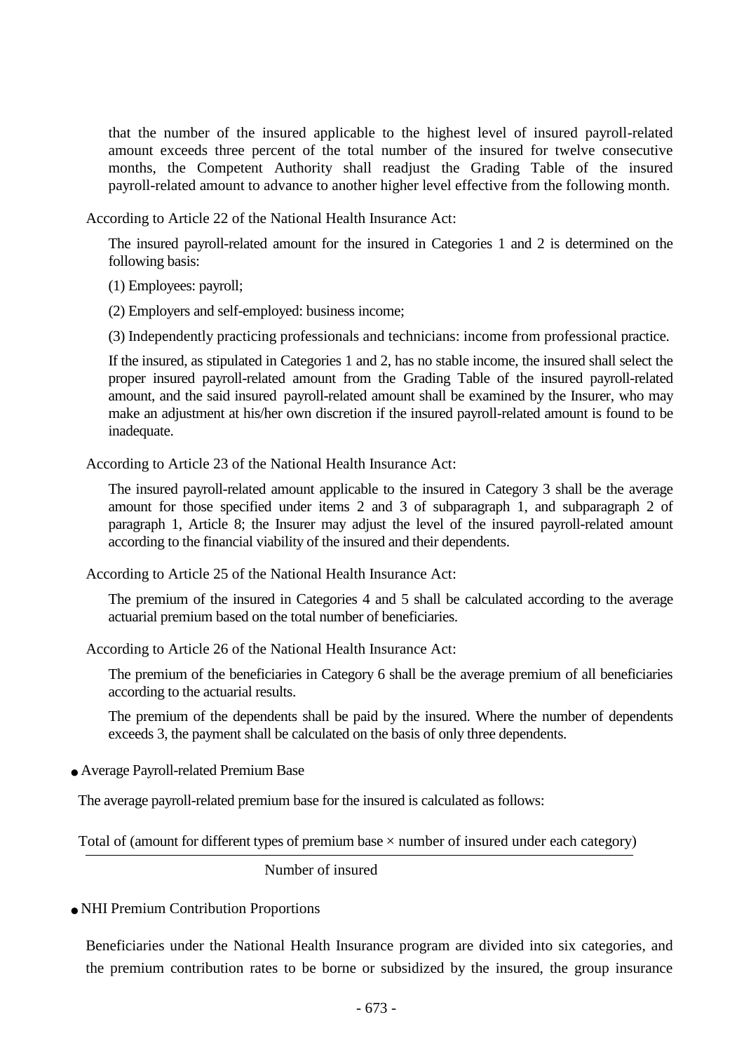that the number of the insured applicable to the highest level of insured payroll-related amount exceeds three percent of the total number of the insured for twelve consecutive months, the Competent Authority shall readjust the Grading Table of the insured payroll-related amount to advance to another higher level effective from the following month.

According to Article 22 of the National Health Insurance Act:

The insured payroll-related amount for the insured in Categories 1 and 2 is determined on the following basis:

(1) Employees: payroll;

(2) Employers and self-employed: business income;

(3) Independently practicing professionals and technicians: income from professional practice.

If the insured, as stipulated in Categories 1 and 2, has no stable income, the insured shall select the proper insured payroll-related amount from the Grading Table of the insured payroll-related amount, and the said insured payroll-related amount shall be examined by the Insurer, who may make an adjustment at his/her own discretion if the insured payroll-related amount is found to be inadequate.

According to Article 23 of the National Health Insurance Act:

The insured payroll-related amount applicable to the insured in Category 3 shall be the average amount for those specified under items 2 and 3 of subparagraph 1, and subparagraph 2 of paragraph 1, Article 8; the Insurer may adjust the level of the insured payroll-related amount according to the financial viability of the insured and their dependents.

According to Article 25 of the National Health Insurance Act:

The premium of the insured in Categories 4 and 5 shall be calculated according to the average actuarial premium based on the total number of beneficiaries.

According to Article 26 of the National Health Insurance Act:

The premium of the beneficiaries in Category 6 shall be the average premium of all beneficiaries according to the actuarial results.

The premium of the dependents shall be paid by the insured. Where the number of dependents exceeds 3, the payment shall be calculated on the basis of only three dependents.

- Average Payroll-related Premium Base

The average payroll-related premium base for the insured is calculated as follows:

$$\frac{\text{Total of (amount for different types of premium base} \times \text{number of insured under each category)}}{\text{Number of insured}}$$

- NHI Premium Contribution Proportions

Beneficiaries under the National Health Insurance program are divided into six categories, and the premium contribution rates to be borne or subsidized by the insured, the group insurance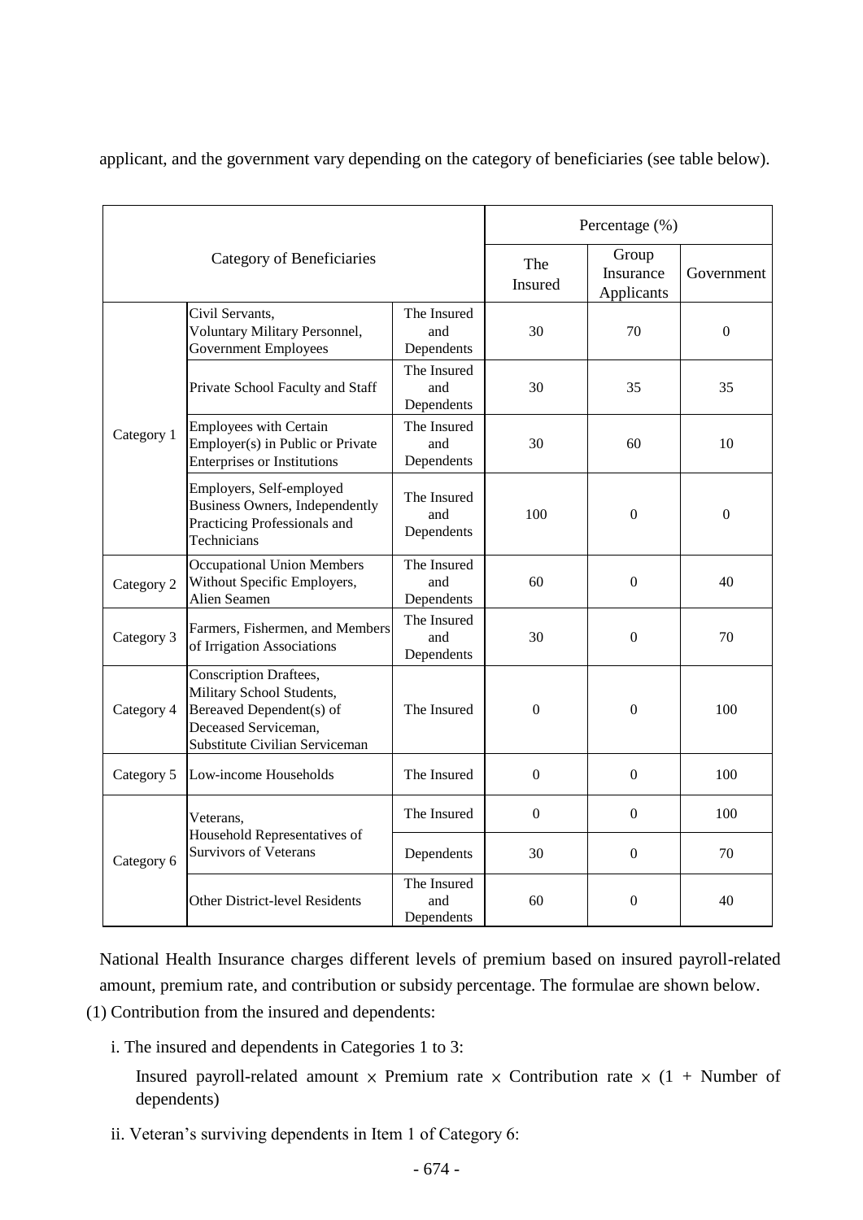applicant, and the government vary depending on the category of beneficiaries (see table below).

| Category of Beneficiaries | | | Percentage (%) | | |
|---|---|---|---|---|---|
| | | | The Insured | Group Insurance Applicants | Government |
| Category 1 | Civil Servants, Voluntary Military Personnel, Government Employees | The Insured and Dependents | 30 | 70 | 0 |
| | Private School Faculty and Staff | The Insured and Dependents | 30 | 35 | 35 |
| | Employees with Certain Employer(s) in Public or Private Enterprises or Institutions | The Insured and Dependents | 30 | 60 | 10 |
| | Employers, Self-employed Business Owners, Independently Practicing Professionals and Technicians | The Insured and Dependents | 100 | 0 | 0 |
| Category 2 | Occupational Union Members Without Specific Employers, Alien Seamen | The Insured and Dependents | 60 | 0 | 40 |
| Category 3 | Farmers, Fishermen, and Members of Irrigation Associations | The Insured and Dependents | 30 | 0 | 70 |
| Category 4 | Conscription Draftees, Military School Students, Bereaved Dependent(s) of Deceased Serviceman, Substitute Civilian Serviceman | The Insured | 0 | 0 | 100 |
| Category 5 | Low-income Households | The Insured | 0 | 0 | 100 |
| Category 6 | Veterans, Household Representatives of Survivors of Veterans | The Insured | 0 | 0 | 100 |
| | | Dependents | 30 | 0 | 70 |
| | Other District-level Residents | The Insured and Dependents | 60 | 0 | 40 |

National Health Insurance charges different levels of premium based on insured payroll-related amount, premium rate, and contribution or subsidy percentage. The formulae are shown below.

(1) Contribution from the insured and dependents:

i. The insured and dependents in Categories 1 to 3:

Insured payroll-related amount × Premium rate × Contribution rate × (1 + Number of dependents)

ii. Veteran's surviving dependents in Item 1 of Category 6: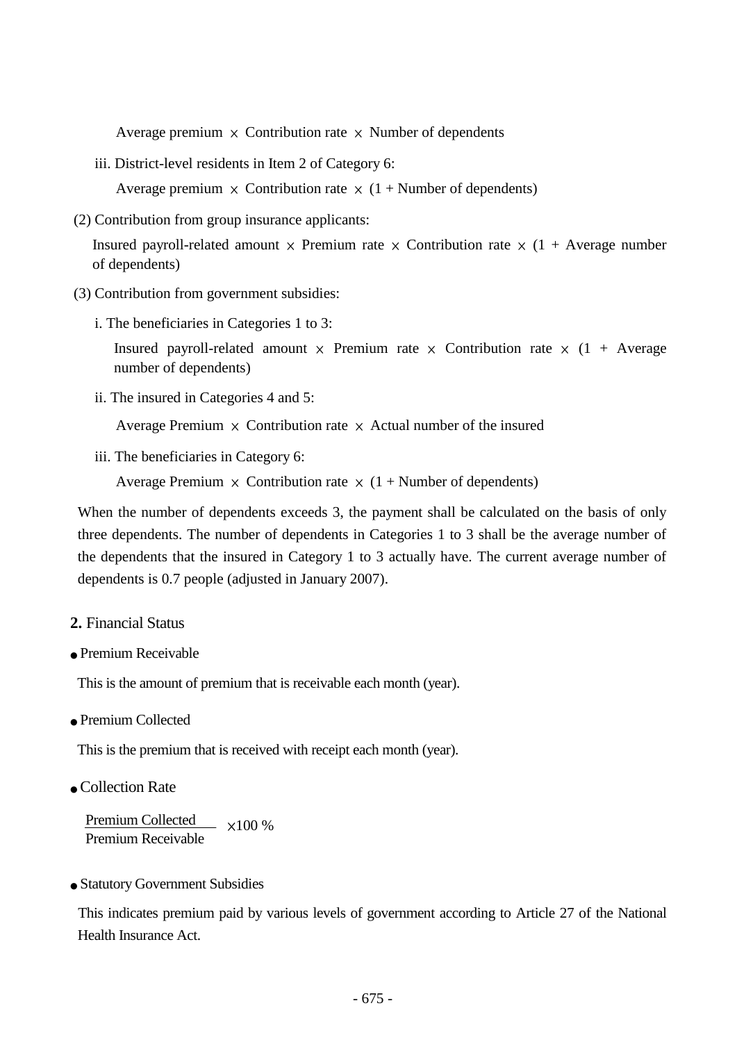Average premium $\times$ Contribution rate $\times$ Number of dependents

iii. District-level residents in Item 2 of Category 6:

Average premium $\times$ Contribution rate $\times$ (1 + Number of dependents)

(2) Contribution from group insurance applicants:

Insured payroll-related amount $\times$ Premium rate $\times$ Contribution rate $\times$ (1 + Average number of dependents)

(3) Contribution from government subsidies:

i. The beneficiaries in Categories 1 to 3:

Insured payroll-related amount $\times$ Premium rate $\times$ Contribution rate $\times$ (1 + Average number of dependents)

ii. The insured in Categories 4 and 5:

Average Premium $\times$ Contribution rate $\times$ Actual number of the insured

iii. The beneficiaries in Category 6:

Average Premium $\times$ Contribution rate $\times$ (1 + Number of dependents)

When the number of dependents exceeds 3, the payment shall be calculated on the basis of only three dependents. The number of dependents in Categories 1 to 3 shall be the average number of the dependents that the insured in Category 1 to 3 actually have. The current average number of dependents is 0.7 people (adjusted in January 2007).

## **2.** Financial Status

- Premium Receivable

This is the amount of premium that is receivable each month (year).

- Premium Collected

This is the premium that is received with receipt each month (year).

- Collection Rate

$$\frac{\text{Premium Collected}}{\text{Premium Receivable}} \times 100\ \%$$

- Statutory Government Subsidies

This indicates premium paid by various levels of government according to Article 27 of the National Health Insurance Act.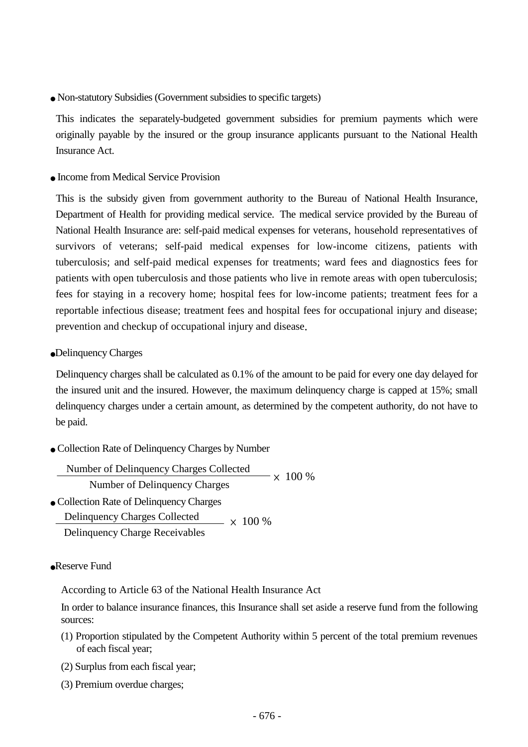- Non-statutory Subsidies (Government subsidies to specific targets)

  This indicates the separately-budgeted government subsidies for premium payments which were originally payable by the insured or the group insurance applicants pursuant to the National Health Insurance Act.

- Income from Medical Service Provision

  This is the subsidy given from government authority to the Bureau of National Health Insurance, Department of Health for providing medical service. The medical service provided by the Bureau of National Health Insurance are: self-paid medical expenses for veterans, household representatives of survivors of veterans; self-paid medical expenses for low-income citizens, patients with tuberculosis; and self-paid medical expenses for treatments; ward fees and diagnostics fees for patients with open tuberculosis and those patients who live in remote areas with open tuberculosis; fees for staying in a recovery home; hospital fees for low-income patients; treatment fees for a reportable infectious disease; treatment fees and hospital fees for occupational injury and disease; prevention and checkup of occupational injury and disease.

- Delinquency Charges

  Delinquency charges shall be calculated as 0.1% of the amount to be paid for every one day delayed for the insured unit and the insured. However, the maximum delinquency charge is capped at 15%; small delinquency charges under a certain amount, as determined by the competent authority, do not have to be paid.

- Collection Rate of Delinquency Charges by Number

$$\frac{\text{Number of Delinquency Charges Collected}}{\text{Number of Delinquency Charges}} \times 100\ \%$$

- Collection Rate of Delinquency Charges

$$\frac{\text{Delinquency Charges Collected}}{\text{Delinquency Charge Receivables}} \times 100\ \%$$

- Reserve Fund

  According to Article 63 of the National Health Insurance Act

  In order to balance insurance finances, this Insurance shall set aside a reserve fund from the following sources:

  (1) Proportion stipulated by the Competent Authority within 5 percent of the total premium revenues of each fiscal year;

  (2) Surplus from each fiscal year;

  (3) Premium overdue charges;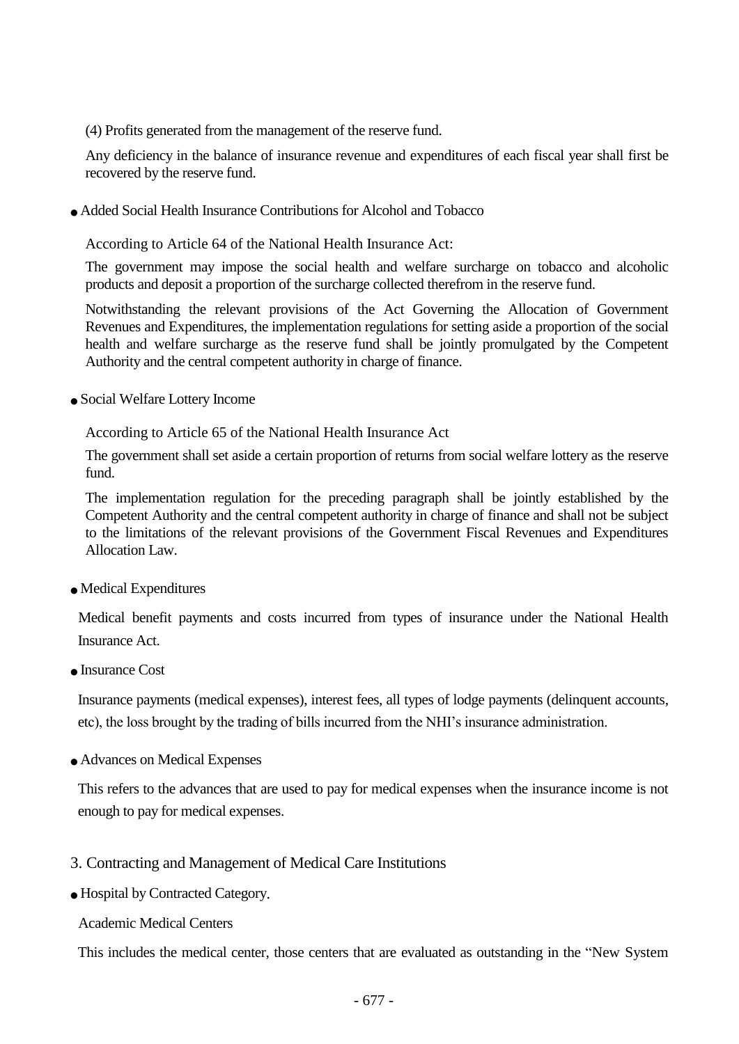(4) Profits generated from the management of the reserve fund.

Any deficiency in the balance of insurance revenue and expenditures of each fiscal year shall first be recovered by the reserve fund.

- Added Social Health Insurance Contributions for Alcohol and Tobacco

According to Article 64 of the National Health Insurance Act:

The government may impose the social health and welfare surcharge on tobacco and alcoholic products and deposit a proportion of the surcharge collected therefrom in the reserve fund.

Notwithstanding the relevant provisions of the Act Governing the Allocation of Government Revenues and Expenditures, the implementation regulations for setting aside a proportion of the social health and welfare surcharge as the reserve fund shall be jointly promulgated by the Competent Authority and the central competent authority in charge of finance.

- Social Welfare Lottery Income

According to Article 65 of the National Health Insurance Act

The government shall set aside a certain proportion of returns from social welfare lottery as the reserve fund.

The implementation regulation for the preceding paragraph shall be jointly established by the Competent Authority and the central competent authority in charge of finance and shall not be subject to the limitations of the relevant provisions of the Government Fiscal Revenues and Expenditures Allocation Law.

- Medical Expenditures

Medical benefit payments and costs incurred from types of insurance under the National Health Insurance Act.

- Insurance Cost

Insurance payments (medical expenses), interest fees, all types of lodge payments (delinquent accounts, etc), the loss brought by the trading of bills incurred from the NHI's insurance administration.

- Advances on Medical Expenses

This refers to the advances that are used to pay for medical expenses when the insurance income is not enough to pay for medical expenses.

## 3. Contracting and Management of Medical Care Institutions

- Hospital by Contracted Category.

Academic Medical Centers

This includes the medical center, those centers that are evaluated as outstanding in the "New System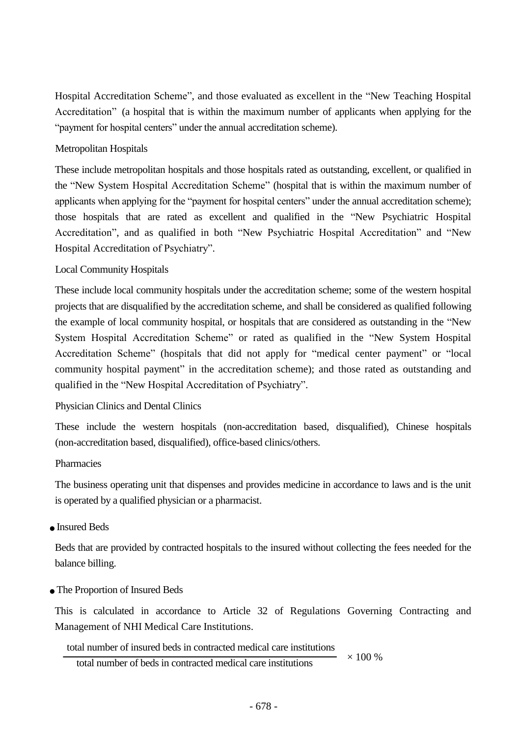Hospital Accreditation Scheme", and those evaluated as excellent in the "New Teaching Hospital Accreditation" (a hospital that is within the maximum number of applicants when applying for the "payment for hospital centers" under the annual accreditation scheme).

Metropolitan Hospitals

These include metropolitan hospitals and those hospitals rated as outstanding, excellent, or qualified in the "New System Hospital Accreditation Scheme" (hospital that is within the maximum number of applicants when applying for the "payment for hospital centers" under the annual accreditation scheme); those hospitals that are rated as excellent and qualified in the "New Psychiatric Hospital Accreditation", and as qualified in both "New Psychiatric Hospital Accreditation" and "New Hospital Accreditation of Psychiatry".

Local Community Hospitals

These include local community hospitals under the accreditation scheme; some of the western hospital projects that are disqualified by the accreditation scheme, and shall be considered as qualified following the example of local community hospital, or hospitals that are considered as outstanding in the "New System Hospital Accreditation Scheme" or rated as qualified in the "New System Hospital Accreditation Scheme" (hospitals that did not apply for "medical center payment" or "local community hospital payment" in the accreditation scheme); and those rated as outstanding and qualified in the "New Hospital Accreditation of Psychiatry".

Physician Clinics and Dental Clinics

These include the western hospitals (non-accreditation based, disqualified), Chinese hospitals (non-accreditation based, disqualified), office-based clinics/others.

Pharmacies

The business operating unit that dispenses and provides medicine in accordance to laws and is the unit is operated by a qualified physician or a pharmacist.

- Insured Beds

Beds that are provided by contracted hospitals to the insured without collecting the fees needed for the balance billing.

- The Proportion of Insured Beds

This is calculated in accordance to Article 32 of Regulations Governing Contracting and Management of NHI Medical Care Institutions.

$$\frac{\text{total number of insured beds in contracted medical care institutions}}{\text{total number of beds in contracted medical care institutions}} \times 100\ \%$$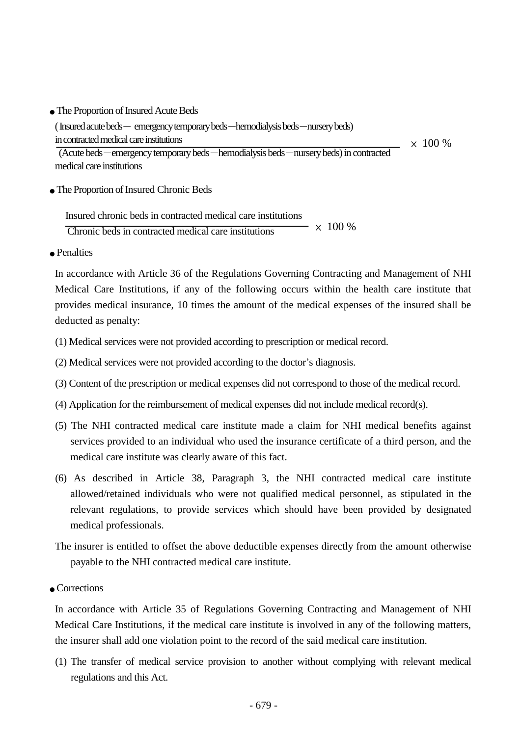- The Proportion of Insured Acute Beds

$$\frac{\text{(Insured acute beds} - \text{emergency temporary beds} - \text{hemodialysis beds} - \text{nursery beds) in contracted medical care institutions}}{\text{(Acute beds} - \text{emergency temporary beds} - \text{hemodialysis beds} - \text{nursery beds) in contracted medical care institutions}} \times 100\ \%$$

- The Proportion of Insured Chronic Beds

$$\frac{\text{Insured chronic beds in contracted medical care institutions}}{\text{Chronic beds in contracted medical care institutions}} \times 100\ \%$$

- Penalties

In accordance with Article 36 of the Regulations Governing Contracting and Management of NHI Medical Care Institutions, if any of the following occurs within the health care institute that provides medical insurance, 10 times the amount of the medical expenses of the insured shall be deducted as penalty:

(1) Medical services were not provided according to prescription or medical record.

(2) Medical services were not provided according to the doctor's diagnosis.

(3) Content of the prescription or medical expenses did not correspond to those of the medical record.

(4) Application for the reimbursement of medical expenses did not include medical record(s).

(5) The NHI contracted medical care institute made a claim for NHI medical benefits against services provided to an individual who used the insurance certificate of a third person, and the medical care institute was clearly aware of this fact.

(6) As described in Article 38, Paragraph 3, the NHI contracted medical care institute allowed/retained individuals who were not qualified medical personnel, as stipulated in the relevant regulations, to provide services which should have been provided by designated medical professionals.

The insurer is entitled to offset the above deductible expenses directly from the amount otherwise payable to the NHI contracted medical care institute.

- Corrections

In accordance with Article 35 of Regulations Governing Contracting and Management of NHI Medical Care Institutions, if the medical care institute is involved in any of the following matters, the insurer shall add one violation point to the record of the said medical care institution.

(1) The transfer of medical service provision to another without complying with relevant medical regulations and this Act.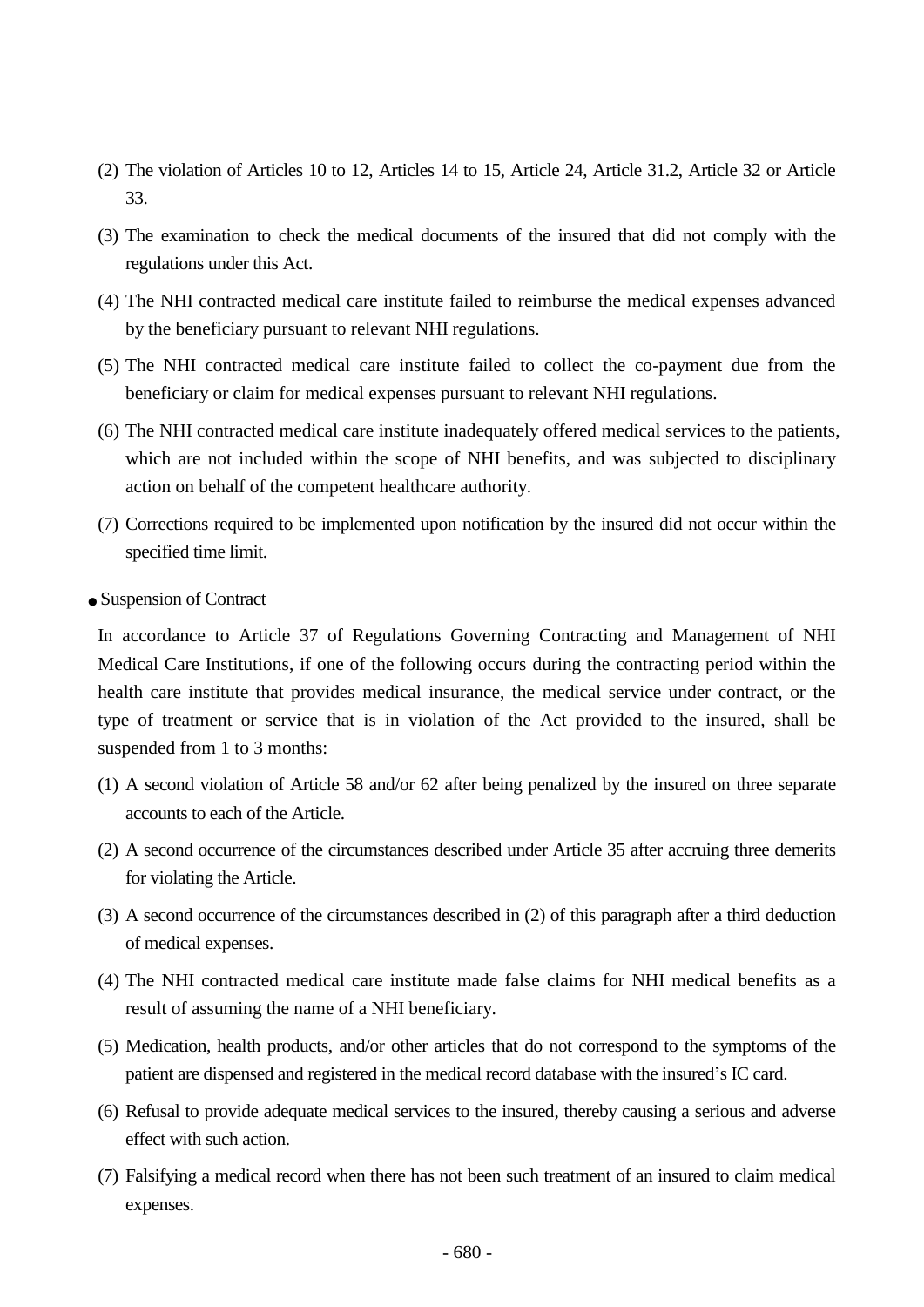(2) The violation of Articles 10 to 12, Articles 14 to 15, Article 24, Article 31.2, Article 32 or Article 33.

(3) The examination to check the medical documents of the insured that did not comply with the regulations under this Act.

(4) The NHI contracted medical care institute failed to reimburse the medical expenses advanced by the beneficiary pursuant to relevant NHI regulations.

(5) The NHI contracted medical care institute failed to collect the co-payment due from the beneficiary or claim for medical expenses pursuant to relevant NHI regulations.

(6) The NHI contracted medical care institute inadequately offered medical services to the patients, which are not included within the scope of NHI benefits, and was subjected to disciplinary action on behalf of the competent healthcare authority.

(7) Corrections required to be implemented upon notification by the insured did not occur within the specified time limit.

- Suspension of Contract

In accordance to Article 37 of Regulations Governing Contracting and Management of NHI Medical Care Institutions, if one of the following occurs during the contracting period within the health care institute that provides medical insurance, the medical service under contract, or the type of treatment or service that is in violation of the Act provided to the insured, shall be suspended from 1 to 3 months:

(1) A second violation of Article 58 and/or 62 after being penalized by the insured on three separate accounts to each of the Article.

(2) A second occurrence of the circumstances described under Article 35 after accruing three demerits for violating the Article.

(3) A second occurrence of the circumstances described in (2) of this paragraph after a third deduction of medical expenses.

(4) The NHI contracted medical care institute made false claims for NHI medical benefits as a result of assuming the name of a NHI beneficiary.

(5) Medication, health products, and/or other articles that do not correspond to the symptoms of the patient are dispensed and registered in the medical record database with the insured's IC card.

(6) Refusal to provide adequate medical services to the insured, thereby causing a serious and adverse effect with such action.

(7) Falsifying a medical record when there has not been such treatment of an insured to claim medical expenses.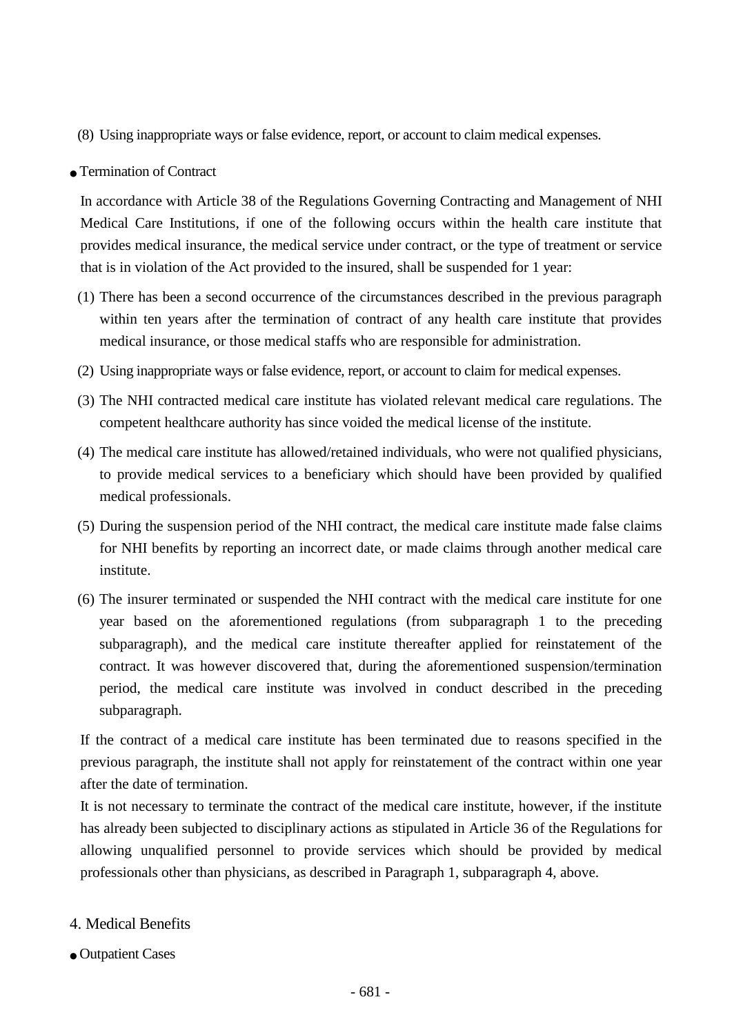(8) Using inappropriate ways or false evidence, report, or account to claim medical expenses.

- Termination of Contract

In accordance with Article 38 of the Regulations Governing Contracting and Management of NHI Medical Care Institutions, if one of the following occurs within the health care institute that provides medical insurance, the medical service under contract, or the type of treatment or service that is in violation of the Act provided to the insured, shall be suspended for 1 year:

(1) There has been a second occurrence of the circumstances described in the previous paragraph within ten years after the termination of contract of any health care institute that provides medical insurance, or those medical staffs who are responsible for administration.

(2) Using inappropriate ways or false evidence, report, or account to claim for medical expenses.

(3) The NHI contracted medical care institute has violated relevant medical care regulations. The competent healthcare authority has since voided the medical license of the institute.

(4) The medical care institute has allowed/retained individuals, who were not qualified physicians, to provide medical services to a beneficiary which should have been provided by qualified medical professionals.

(5) During the suspension period of the NHI contract, the medical care institute made false claims for NHI benefits by reporting an incorrect date, or made claims through another medical care institute.

(6) The insurer terminated or suspended the NHI contract with the medical care institute for one year based on the aforementioned regulations (from subparagraph 1 to the preceding subparagraph), and the medical care institute thereafter applied for reinstatement of the contract. It was however discovered that, during the aforementioned suspension/termination period, the medical care institute was involved in conduct described in the preceding subparagraph.

If the contract of a medical care institute has been terminated due to reasons specified in the previous paragraph, the institute shall not apply for reinstatement of the contract within one year after the date of termination.

It is not necessary to terminate the contract of the medical care institute, however, if the institute has already been subjected to disciplinary actions as stipulated in Article 36 of the Regulations for allowing unqualified personnel to provide services which should be provided by medical professionals other than physicians, as described in Paragraph 1, subparagraph 4, above.

## 4. Medical Benefits

- Outpatient Cases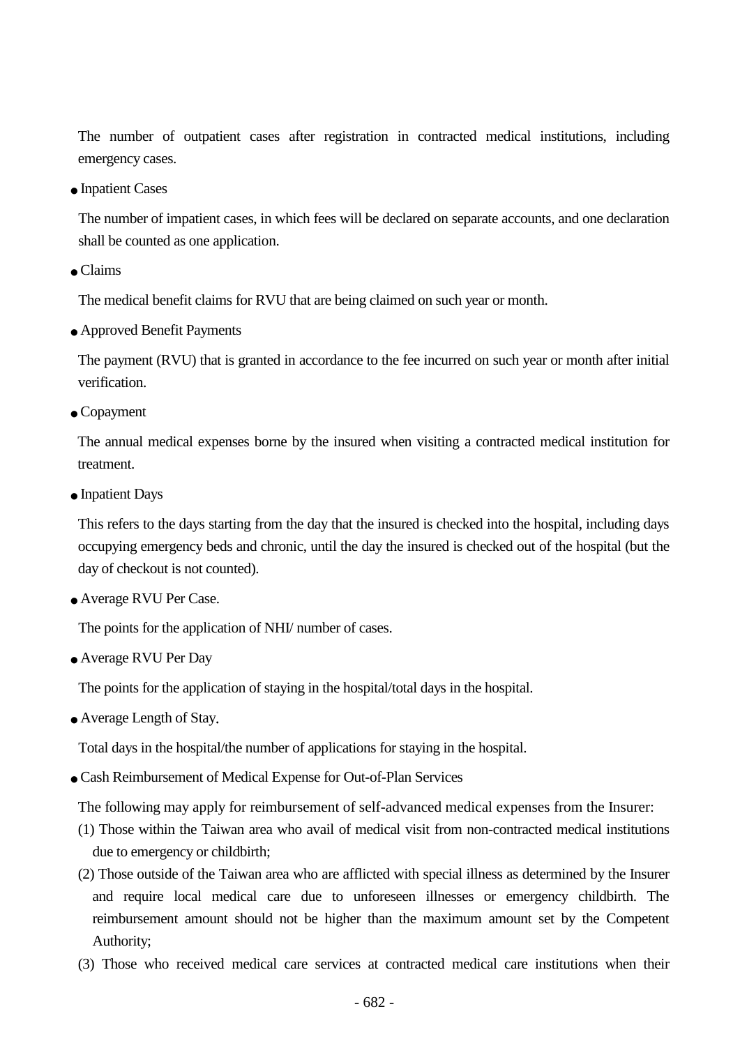The number of outpatient cases after registration in contracted medical institutions, including emergency cases.

- Inpatient Cases

The number of impatient cases, in which fees will be declared on separate accounts, and one declaration shall be counted as one application.

- Claims

The medical benefit claims for RVU that are being claimed on such year or month.

- Approved Benefit Payments

The payment (RVU) that is granted in accordance to the fee incurred on such year or month after initial verification.

- Copayment

The annual medical expenses borne by the insured when visiting a contracted medical institution for treatment.

- Inpatient Days

This refers to the days starting from the day that the insured is checked into the hospital, including days occupying emergency beds and chronic, until the day the insured is checked out of the hospital (but the day of checkout is not counted).

- Average RVU Per Case.

The points for the application of NHI/ number of cases.

- Average RVU Per Day

The points for the application of staying in the hospital/total days in the hospital.

- Average Length of Stay.

Total days in the hospital/the number of applications for staying in the hospital.

- Cash Reimbursement of Medical Expense for Out-of-Plan Services

The following may apply for reimbursement of self-advanced medical expenses from the Insurer:

(1) Those within the Taiwan area who avail of medical visit from non-contracted medical institutions due to emergency or childbirth;

(2) Those outside of the Taiwan area who are afflicted with special illness as determined by the Insurer and require local medical care due to unforeseen illnesses or emergency childbirth. The reimbursement amount should not be higher than the maximum amount set by the Competent Authority;

(3) Those who received medical care services at contracted medical care institutions when their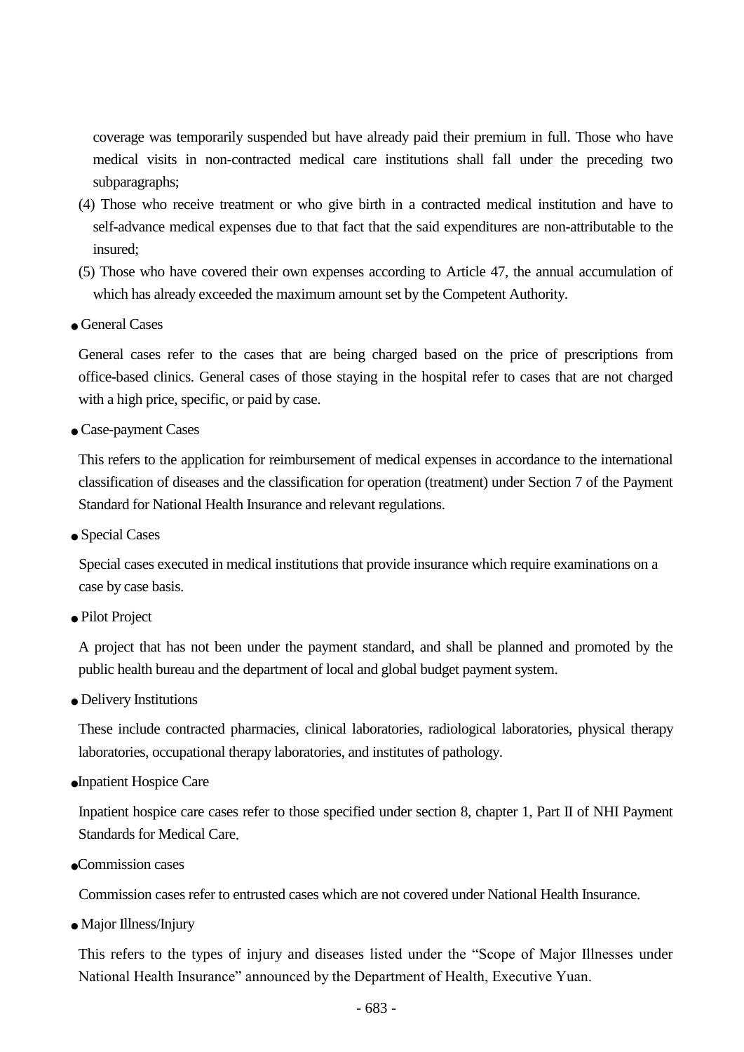coverage was temporarily suspended but have already paid their premium in full. Those who have medical visits in non-contracted medical care institutions shall fall under the preceding two subparagraphs;

(4) Those who receive treatment or who give birth in a contracted medical institution and have to self-advance medical expenses due to that fact that the said expenditures are non-attributable to the insured;

(5) Those who have covered their own expenses according to Article 47, the annual accumulation of which has already exceeded the maximum amount set by the Competent Authority.

- General Cases

General cases refer to the cases that are being charged based on the price of prescriptions from office-based clinics. General cases of those staying in the hospital refer to cases that are not charged with a high price, specific, or paid by case.

- Case-payment Cases

This refers to the application for reimbursement of medical expenses in accordance to the international classification of diseases and the classification for operation (treatment) under Section 7 of the Payment Standard for National Health Insurance and relevant regulations.

- Special Cases

Special cases executed in medical institutions that provide insurance which require examinations on a case by case basis.

- Pilot Project

A project that has not been under the payment standard, and shall be planned and promoted by the public health bureau and the department of local and global budget payment system.

- Delivery Institutions

These include contracted pharmacies, clinical laboratories, radiological laboratories, physical therapy laboratories, occupational therapy laboratories, and institutes of pathology.

- Inpatient Hospice Care

Inpatient hospice care cases refer to those specified under section 8, chapter 1, Part II of NHI Payment Standards for Medical Care.

- Commission cases

Commission cases refer to entrusted cases which are not covered under National Health Insurance.

- Major Illness/Injury

This refers to the types of injury and diseases listed under the "Scope of Major Illnesses under National Health Insurance" announced by the Department of Health, Executive Yuan.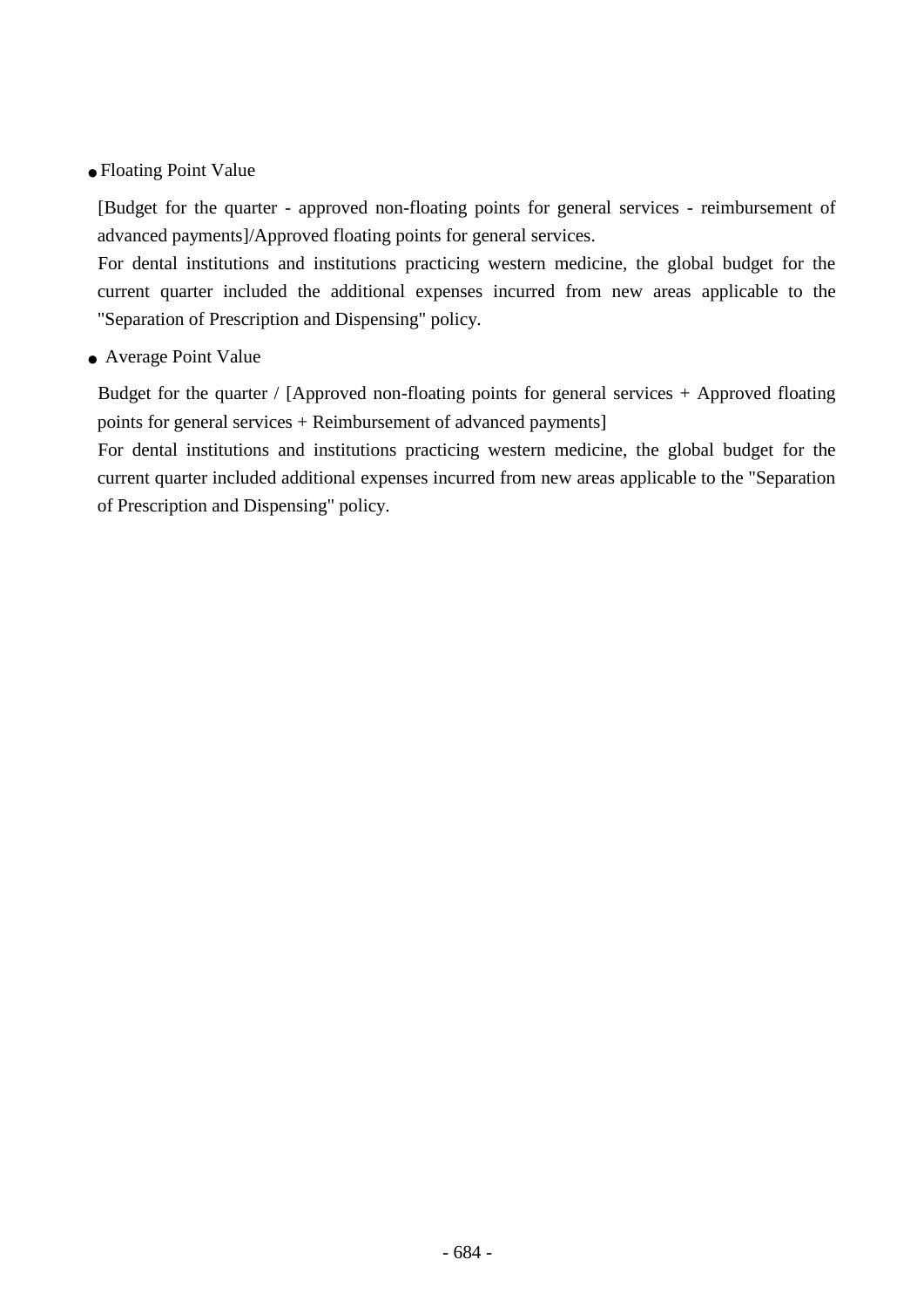- Floating Point Value

  [Budget for the quarter - approved non-floating points for general services - reimbursement of advanced payments]/Approved floating points for general services.

  For dental institutions and institutions practicing western medicine, the global budget for the current quarter included the additional expenses incurred from new areas applicable to the "Separation of Prescription and Dispensing" policy.

- Average Point Value

  Budget for the quarter / [Approved non-floating points for general services + Approved floating points for general services + Reimbursement of advanced payments]

  For dental institutions and institutions practicing western medicine, the global budget for the current quarter included additional expenses incurred from new areas applicable to the "Separation of Prescription and Dispensing" policy.